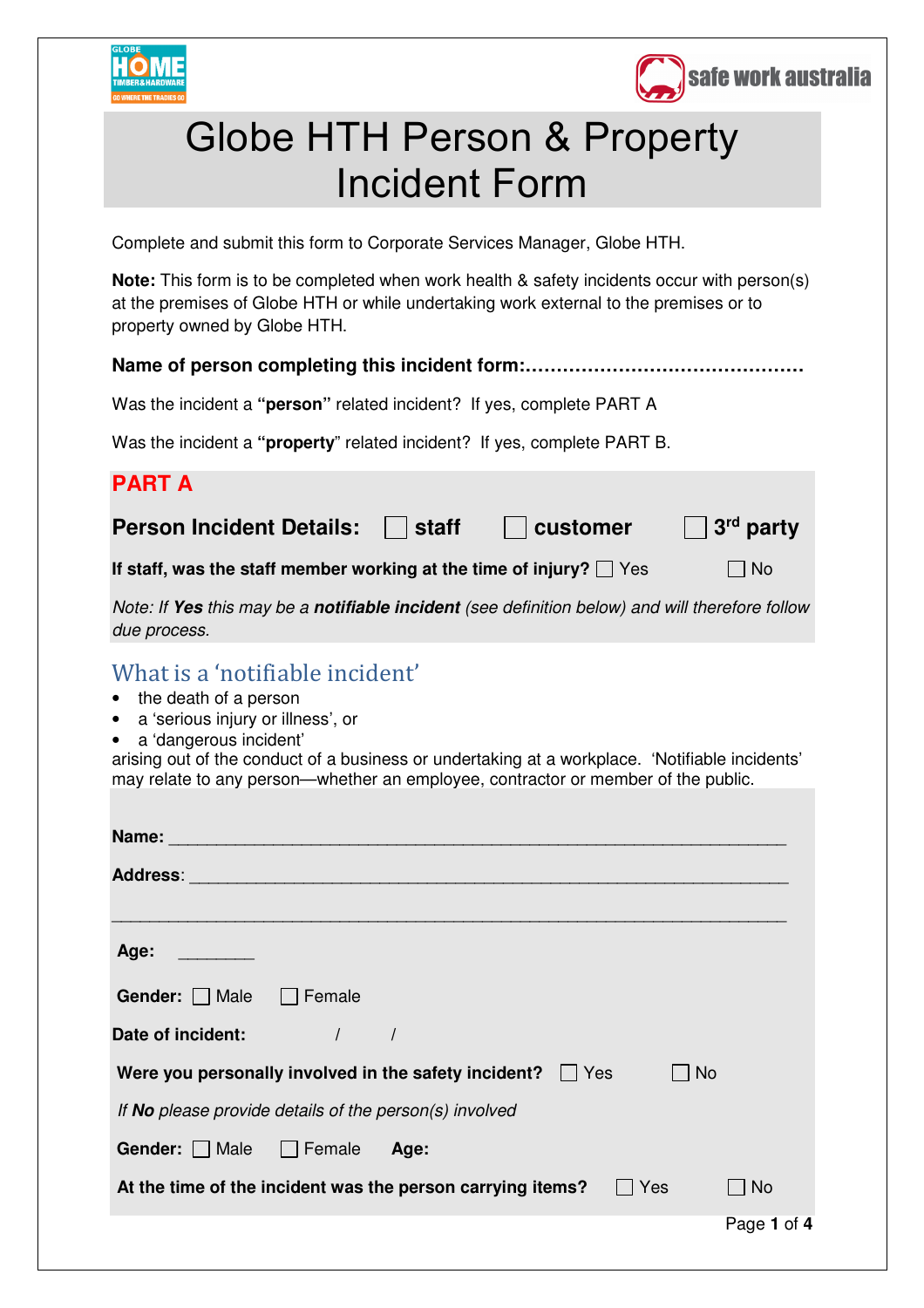# Globe HTH Person & Property Incident Form

Complete and submit this form to Corporate Services Manager, Globe HTH.

**Note:** This form is to be completed when work health & safety incidents occur with person(s) at the premises of Globe HTH or while undertaking work external to the premises or to property owned by Globe HTH.

**Name of person completing this incident form:……………………………………….**

Was the incident a **"person"** related incident? If yes, complete PART A

Was the incident a **"property"** related incident? If yes, complete PART B.

## PART A

**Person Incident Details:** ☐ **staff** ☐ **customer** ☐ **3rd party**

**If staff, was the staff member working at the time of injury?** ☐ Yes ☐ No

*Note: If **Yes** this may be a **notifiable incident** (see definition below) and will therefore follow due process.*

### What is a 'notifiable incident'

- the death of a person
- a 'serious injury or illness', or
- a 'dangerous incident'

arising out of the conduct of a business or undertaking at a workplace. 'Notifiable incidents' may relate to any person—whether an employee, contractor or member of the public.

**Name:** ___________________________________________________________

**Address**: ___________________________________________________________

_______________________________________________________________________

**Age:** ________

**Gender:** ☐ Male ☐ Female

**Date of incident:** / /

**Were you personally involved in the safety incident?** ☐ Yes ☐ No

*If **No** please provide details of the person(s) involved*

**Gender:** ☐ Male ☐ Female **Age:**

**At the time of the incident was the person carrying items?** ☐ Yes ☐ No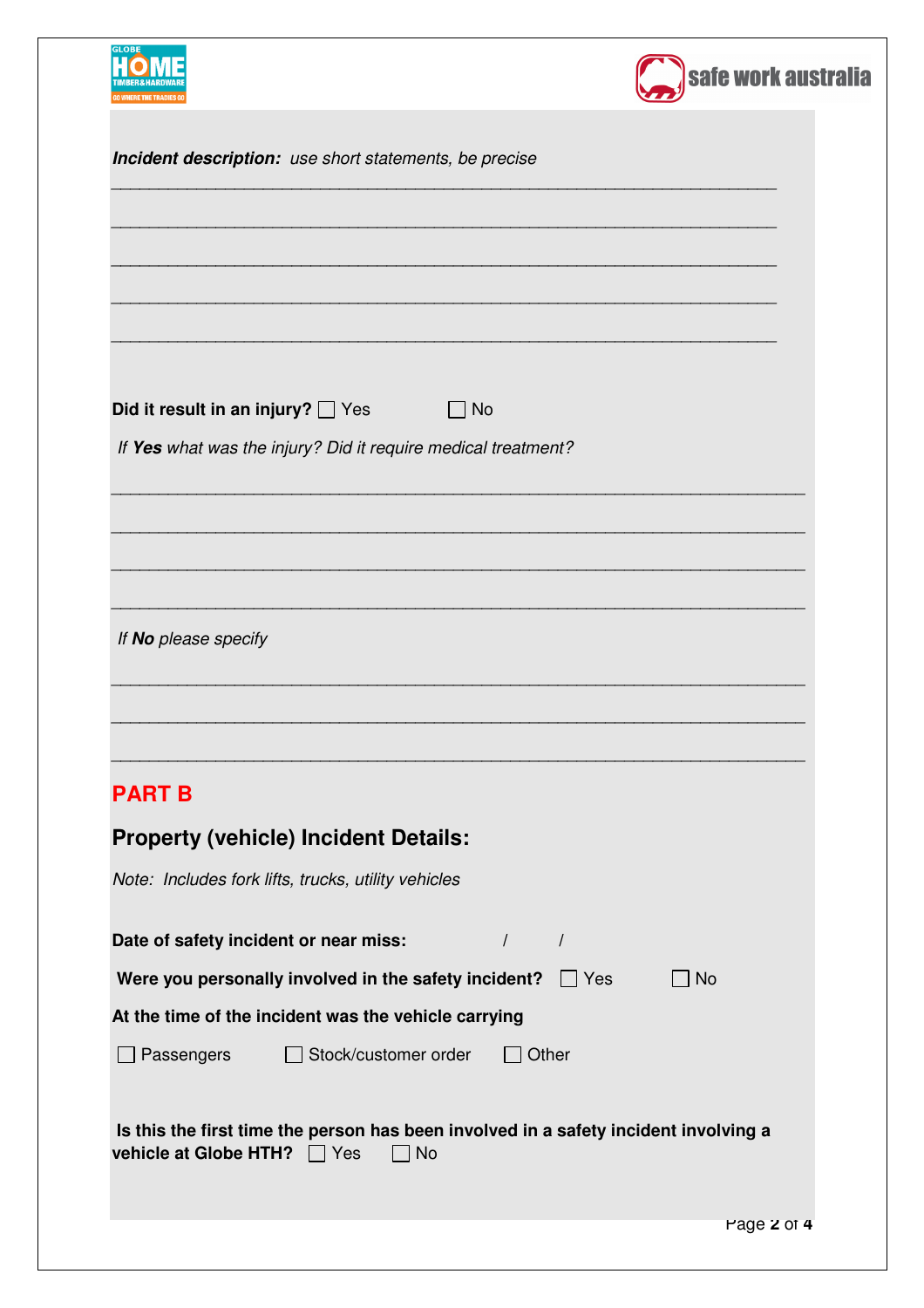***Incident description:*** *use short statements, be precise*

______________________________________________________________________

______________________________________________________________________

______________________________________________________________________

______________________________________________________________________

______________________________________________________________________

**Did it result in an injury?** ☐ Yes ☐ No

*If **Yes** what was the injury? Did it require medical treatment?*

______________________________________________________________________

______________________________________________________________________

______________________________________________________________________

______________________________________________________________________

*If **No** please specify*

______________________________________________________________________

______________________________________________________________________

______________________________________________________________________

## PART B

### Property (vehicle) Incident Details:

*Note: Includes fork lifts, trucks, utility vehicles*

**Date of safety incident or near miss:** / /

**Were you personally involved in the safety incident?** ☐ Yes ☐ No

**At the time of the incident was the vehicle carrying**

☐ Passengers ☐ Stock/customer order ☐ Other

**Is this the first time the person has been involved in a safety incident involving a vehicle at Globe HTH?** ☐ Yes ☐ No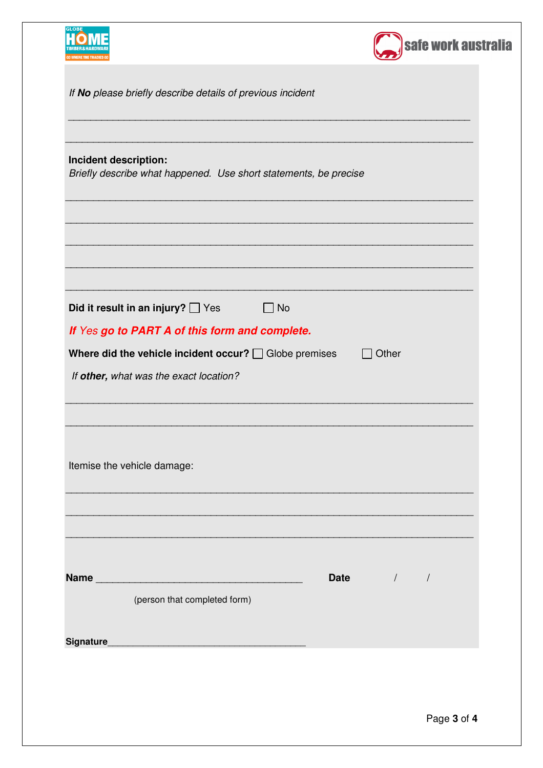*If **No** please briefly describe details of previous incident*

______________________________________________________________________

______________________________________________________________________

**Incident description:**

*Briefly describe what happened. Use short statements, be precise*

______________________________________________________________________

______________________________________________________________________

______________________________________________________________________

______________________________________________________________________

______________________________________________________________________

**Did it result in an injury?** ☐ Yes ☐ No

***If** Yes **go to PART A of this form and complete.***

**Where did the vehicle incident occur?** ☐ Globe premises ☐ Other

*If **other,** what was the exact location?*

______________________________________________________________________

______________________________________________________________________

Itemise the vehicle damage:

______________________________________________________________________

______________________________________________________________________

______________________________________________________________________

**Name** ______________________________________ **Date** / /

(person that completed form)

**Signature**______________________________________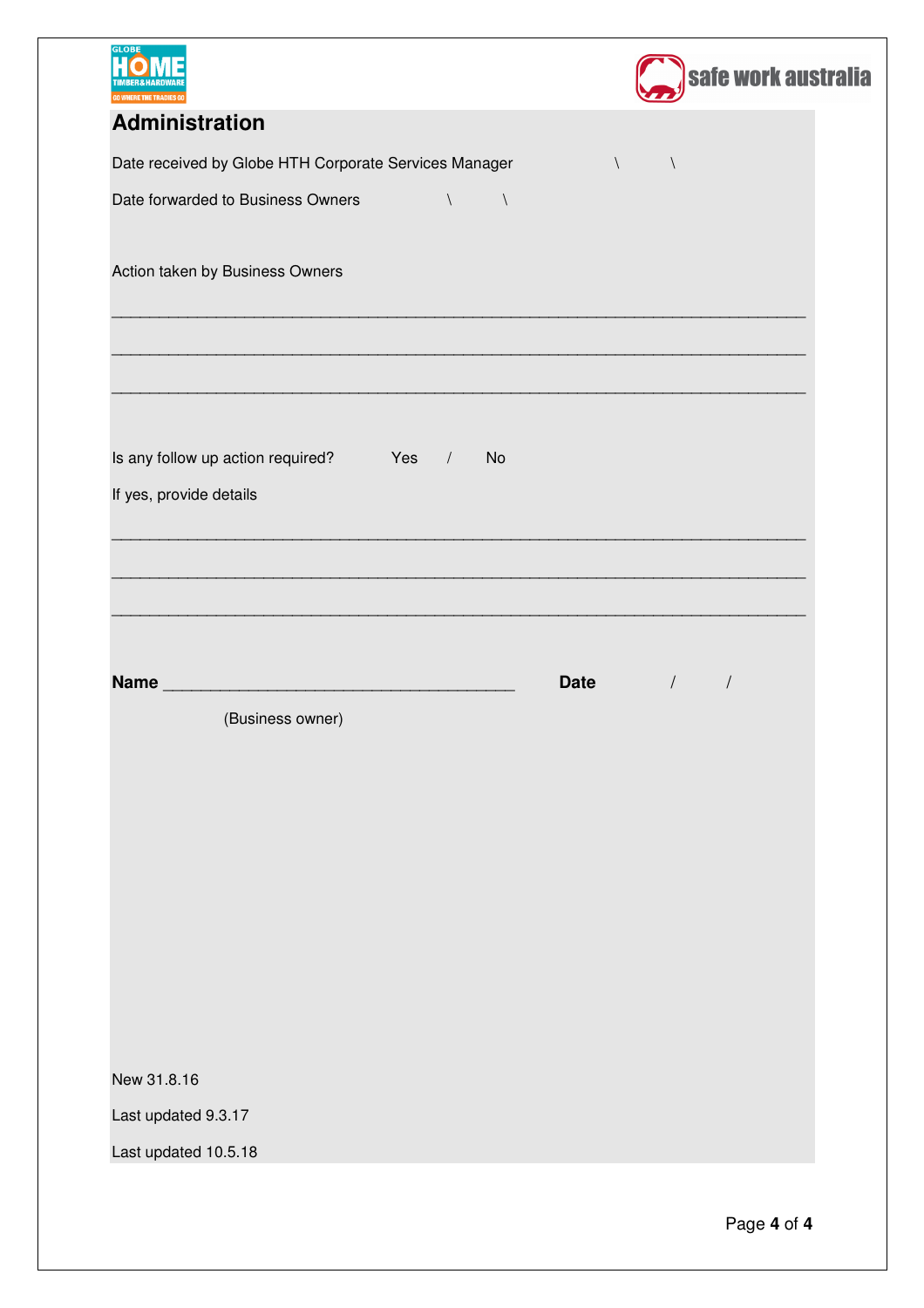## Administration

Date received by Globe HTH Corporate Services Manager \ \

Date forwarded to Business Owners \ \

Action taken by Business Owners

___________________________________________________________________________

___________________________________________________________________________

___________________________________________________________________________

Is any follow up action required? Yes / No

If yes, provide details

___________________________________________________________________________

___________________________________________________________________________

___________________________________________________________________________

**Name** ______________________________________ **Date** / /

(Business owner)

New 31.8.16

Last updated 9.3.17

Last updated 10.5.18